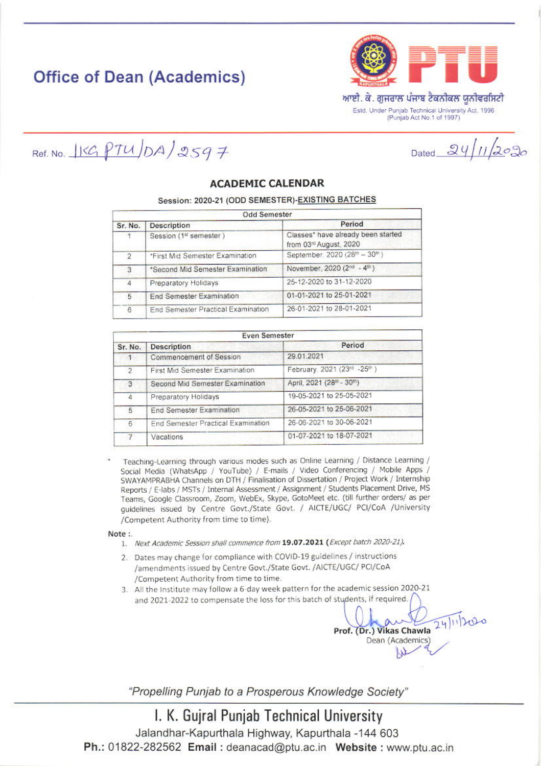# Office of Dean (Academics)

ਆਈ. ਕੇ. ਗੁਜਰਾਲ ਪੰਜਾਬ ਟੈਕਨੀਕਲ ਯੂਨੀਵਰਸਿਟੀ
Estd. Under Punjab Technical University Act, 1996 (Punjab Act No.1 of 1997)

Ref. No. IKG PTU/DA/2597

Dated 24/11/2020

## ACADEMIC CALENDAR

### Session: 2020-21 (ODD SEMESTER)-EXISTING BATCHES

| Odd Semester | | |
|---|---|---|
| Sr. No. | Description | Period |
| 1 | Session (1st semester) | Classes* have already been started from 03rd August, 2020 |
| 2 | *First Mid Semester Examination | September, 2020 (28th – 30th) |
| 3 | *Second Mid Semester Examination | November, 2020 (2nd - 4th) |
| 4 | Preparatory Holidays | 25-12-2020 to 31-12-2020 |
| 5 | End Semester Examination | 01-01-2021 to 25-01-2021 |
| 6 | End Semester Practical Examination | 26-01-2021 to 28-01-2021 |

| Even Semester | | |
|---|---|---|
| Sr. No. | Description | Period |
| 1 | Commencement of Session | 29.01.2021 |
| 2 | First Mid Semester Examination | February, 2021 (23rd -25th) |
| 3 | Second Mid Semester Examination | April, 2021 (28th - 30th) |
| 4 | Preparatory Holidays | 19-05-2021 to 25-05-2021 |
| 5 | End Semester Examination | 26-05-2021 to 25-06-2021 |
| 6 | End Semester Practical Examination | 26-06-2021 to 30-06-2021 |
| 7 | Vacations | 01-07-2021 to 18-07-2021 |

\* Teaching-Learning through various modes such as Online Learning / Distance Learning / Social Media (WhatsApp / YouTube) / E-mails / Video Conferencing / Mobile Apps / SWAYAMPRABHA Channels on DTH / Finalisation of Dissertation / Project Work / Internship Reports / E-labs / MSTs / Internal Assessment / Assignment / Students Placement Drive, MS Teams, Google Classroom, Zoom, WebEx, Skype, GotoMeet etc. (till further orders/ as per guidelines issued by Centre Govt./State Govt. / AICTE/UGC/ PCI/CoA /University /Competent Authority from time to time).

**Note :**

1. *Next Academic Session shall commence from* **19.07.2021** (*Except batch 2020-21).*
2. Dates may change for compliance with COVID-19 guidelines / instructions /amendments issued by Centre Govt./State Govt. /AICTE/UGC/ PCI/CoA /Competent Authority from time to time.
3. All the Institute may follow a 6-day week pattern for the academic session 2020-21 and 2021-2022 to compensate the loss for this batch of students, if required.

24/11/2020

**Prof. (Dr.) Vikas Chawla**
Dean (Academics)

*"Propelling Punjab to a Prosperous Knowledge Society"*

I. K. Gujral Punjab Technical University
Jalandhar-Kapurthala Highway, Kapurthala -144 603
**Ph.:** 01822-282562 **Email :** deanacad@ptu.ac.in **Website :** www.ptu.ac.in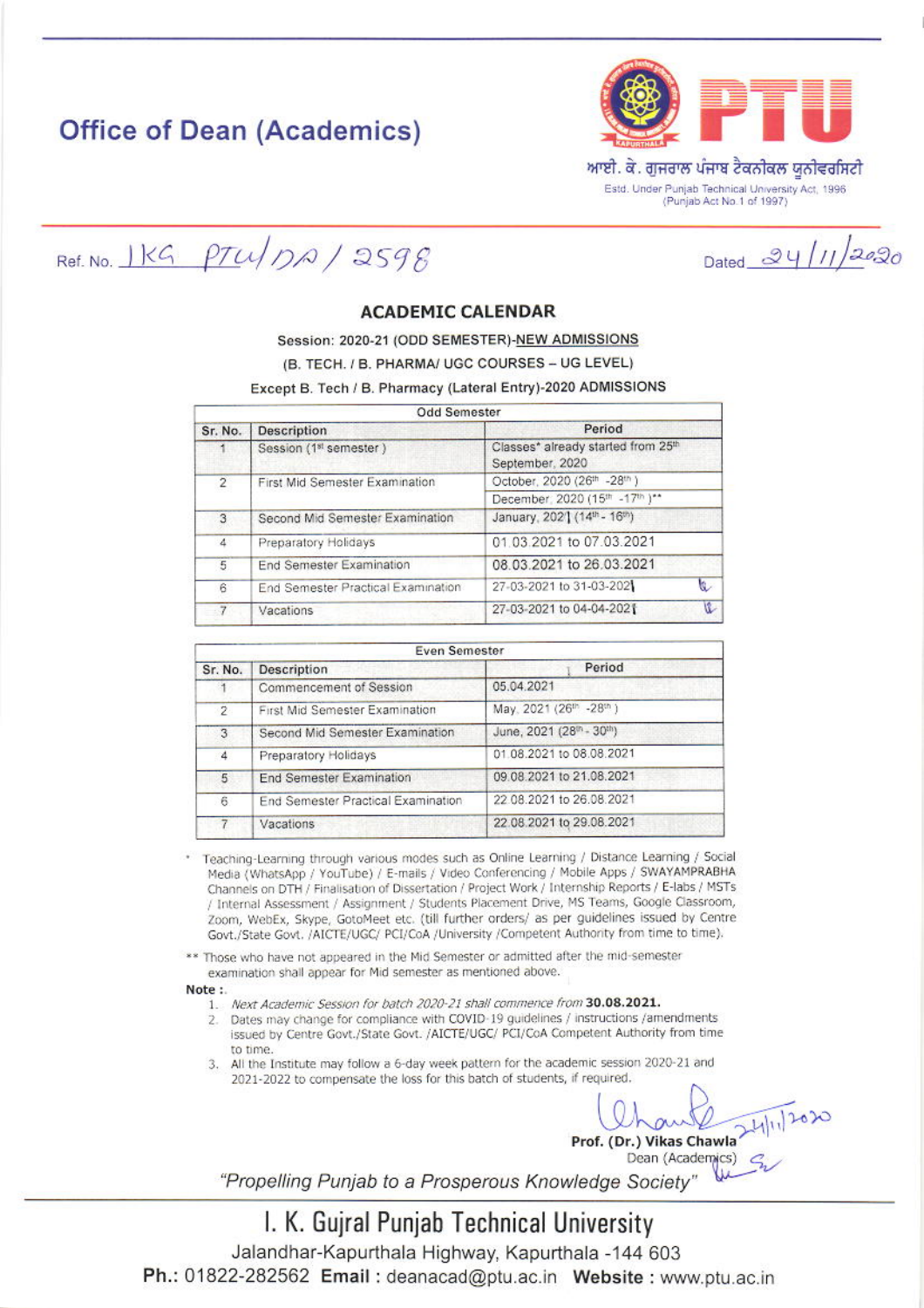# Office of Der (Academics)

ਆਈ. ਕੇ. ਗੁਜਰਾਲ ਪੰਜਾਬ ਟੈਕਨੀਕਲ ਯੂਨੀਵਰਸਿਟੀ

Estd. Under Punjab Technical University Act, 1996 (Punjab Act No.1 of 1997)

Ref. No. IKG PTU/DA/2598 Dated 24/11/2020

## ACADEMIC CALENDAR

**Session: 2020-21 (ODD SEMESTER)-NEW ADMISSIONS**

**(B. TECH. / B. PHARMA/ UGC COURSES – UG LEVEL)**

**Except B. Tech / B. Pharmacy (Lateral Entry)-2020 ADMISSIONS**

| Odd Semester | | |
|---|---|---|
| Sr. No. | Description | Period |
| 1 | Session (1st semester) | Classes* already started from 25th September, 2020 |
| 2 | First Mid Semester Examination | October, 2020 (26th -28th) |
| | | December, 2020 (15th -17th)** |
| 3 | Second Mid Semester Examination | January, 2021 (14th - 16th) |
| 4 | Preparatory Holidays | 01.03.2021 to 07.03.2021 |
| 5 | End Semester Examination | 08.03.2021 to 26.03.2021 |
| 6 | End Semester Practical Examination | 27-03-2021 to 31-03-2021 |
| 7 | Vacations | 27-03-2021 to 04-04-2021 |

| Even Semester | | |
|---|---|---|
| Sr. No. | Description | Period |
| 1 | Commencement of Session | 05.04.2021 |
| 2 | First Mid Semester Examination | May, 2021 (26th -28th) |
| 3 | Second Mid Semester Examination | June, 2021 (28th - 30th) |
| 4 | Preparatory Holidays | 01.08.2021 to 08.08.2021 |
| 5 | End Semester Examination | 09.08.2021 to 21.08.2021 |
| 6 | End Semester Practical Examination | 22.08.2021 to 26.08.2021 |
| 7 | Vacations | 22.08.2021 to 29.08.2021 |

\* Teaching-Learning through various modes such as Online Learning / Distance Learning / Social Media (WhatsApp / YouTube) / E-mails / Video Conferencing / Mobile Apps / SWAYAMPRABHA Channels on DTH / Finalisation of Dissertation / Project Work / Internship Reports / E-labs / MSTs / Internal Assessment / Assignment / Students Placement Drive, MS Teams, Google Classroom, Zoom, WebEx, Skype, GotoMeet etc. (till further orders/ as per guidelines issued by Centre Govt./State Govt. /AICTE/UGC/ PCI/CoA /University /Competent Authority from time to time).

\*\* Those who have not appeared in the Mid Semester or admitted after the mid-semester examination shall appear for Mid semester as mentioned above.

**Note :**

1. *Next Academic Session for batch 2020-21 shall commence from* **30.08.2021.**
2. Dates may change for compliance with COVID-19 guidelines / instructions /amendments issued by Centre Govt./State Govt. /AICTE/UGC/ PCI/CoA Competent Authority from time to time.
3. All the Institute may follow a 6-day week pattern for the academic session 2020-21 and 2021-2022 to compensate the loss for this batch of students, if required.

24/11/2020

**Prof. (Dr.) Vikas Chawla**
Dean (Academics)

*"Propelling Punjab to a Prosperous Knowledge Society"*

## I. K. Gujral Punjab Technical University

Jalandhar-Kapurthala Highway, Kapurthala -144 603

**Ph.:** 01822-282562 **Email :** deanacad@ptu.ac.in **Website :** www.ptu.ac.in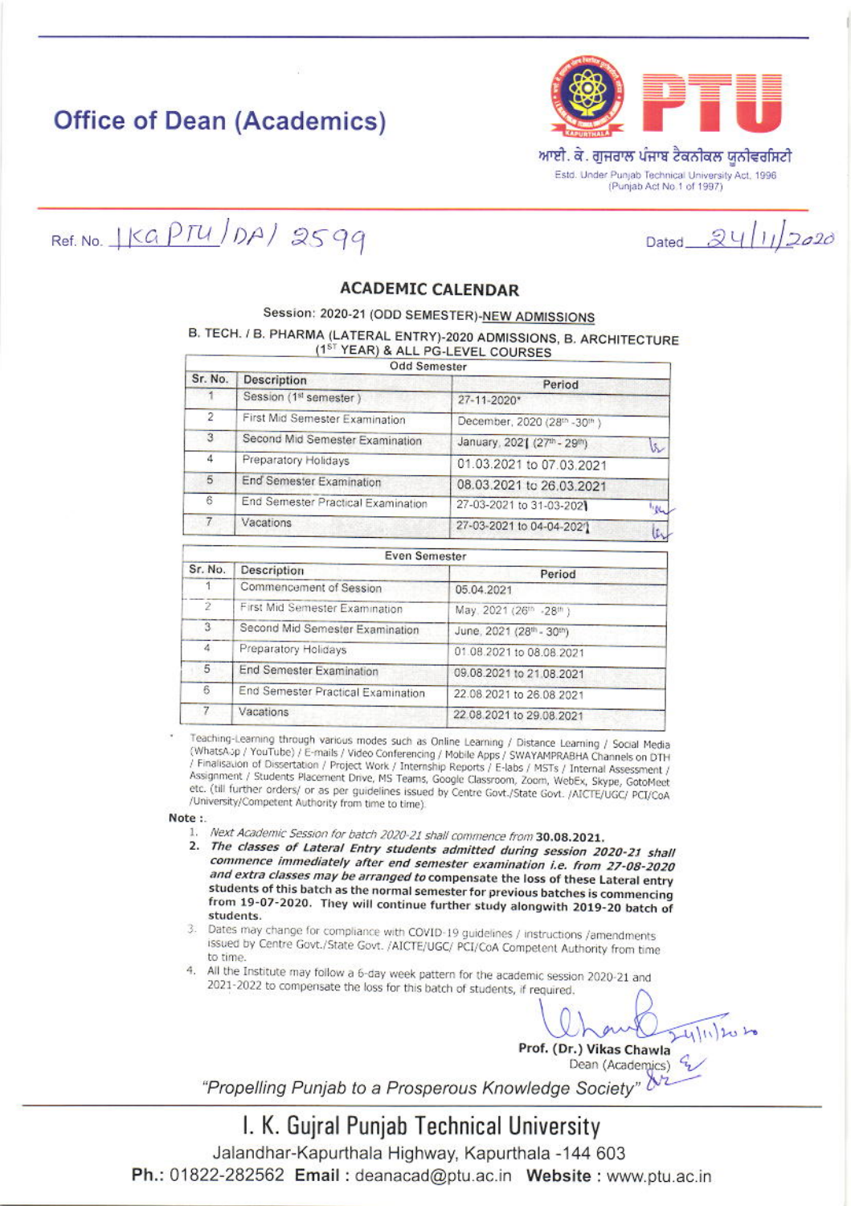# Office of Description (Academics)

# Office of Dean (Academics)

आई. के. गुजराल पंजाब टेकनीकल युनीवरसिटी

Estd. Under Punjab Technical University Act, 1996 (Punjab Act No.1 of 1997)

Ref. No. IKGPTU/DA/2599

Dated 24/11/2020

## ACADEMIC CALENDAR

Session: 2020-21 (ODD SEMESTER)-NEW ADMISSIONS

B. TECH. / B. PHARMA (LATERAL ENTRY)-2020 ADMISSIONS, B. ARCHITECTURE (1ST YEAR) & ALL PG-LEVEL COURSES

| Odd Semester | | |
|---|---|---|
| Sr. No. | Description | Period |
| 1 | Session (1st semester) | 27-11-2020* |
| 2 | First Mid Semester Examination | December, 2020 (28th -30th) |
| 3 | Second Mid Semester Examination | January, 2021 (27th - 29th) |
| 4 | Preparatory Holidays | 01.03.2021 to 07.03.2021 |
| 5 | End Semester Examination | 08.03.2021 to 26.03.2021 |
| 6 | End Semester Practical Examination | 27-03-2021 to 31-03-2021 |
| 7 | Vacations | 27-03-2021 to 04-04-2021 |

| Even Semester | | |
|---|---|---|
| Sr. No. | Description | Period |
| 1 | Commencement of Session | 05.04.2021 |
| 2 | First Mid Semester Examination | May, 2021 (26th -28th) |
| 3 | Second Mid Semester Examination | June, 2021 (28th - 30th) |
| 4 | Preparatory Holidays | 01.08.2021 to 08.08.2021 |
| 5 | End Semester Examination | 09.08.2021 to 21.08.2021 |
| 6 | End Semester Practical Examination | 22.08.2021 to 26.08.2021 |
| 7 | Vacations | 22.08.2021 to 29.08.2021 |

\* Teaching-Learning through various modes such as Online Learning / Distance Learning / Social Media (WhatsApp / YouTube) / E-mails / Video Conferencing / Mobile Apps / SWAYAMPRABHA Channels on DTH / Finalisation of Dissertation / Project Work / Internship Reports / E-labs / MSTs / Internal Assessment / Assignment / Students Placement Drive, MS Teams, Google Classroom, Zoom, WebEx, Skype, GotoMeet etc. (till further orders/ or as per guidelines issued by Centre Govt./State Govt. /AICTE/UGC/ PCI/CoA /University/Competent Authority from time to time).

**Note :**

1. *Next Academic Session for batch 2020-21 shall commence from* **30.08.2021.**
2. ***The classes of Lateral Entry students admitted during session 2020-21 shall commence immediately after end semester examination i.e. from 27-08-2020 and extra classes may be arranged to*** **compensate the loss of these Lateral entry students of this batch as the normal semester for previous batches is commencing from 19-07-2020. They will continue further study alongwith 2019-20 batch of students.**
3. Dates may change for compliance with COVID-19 guidelines / instructions /amendments issued by Centre Govt./State Govt. /AICTE/UGC/ PCI/CoA Competent Authority from time to time.
4. All the Institute may follow a 6-day week pattern for the academic session 2020-21 and 2021-2022 to compensate the loss for this batch of students, if required.

24/11/2020

**Prof. (Dr.) Vikas Chawla**
Dean (Academics)

*"Propelling Punjab to a Prosperous Knowledge Society"*

I. K. Gujral Punjab Technical University

Jalandhar-Kapurthala Highway, Kapurthala -144 603

**Ph.:** 01822-282562 **Email :** deanacad@ptu.ac.in **Website :** www.ptu.ac.in